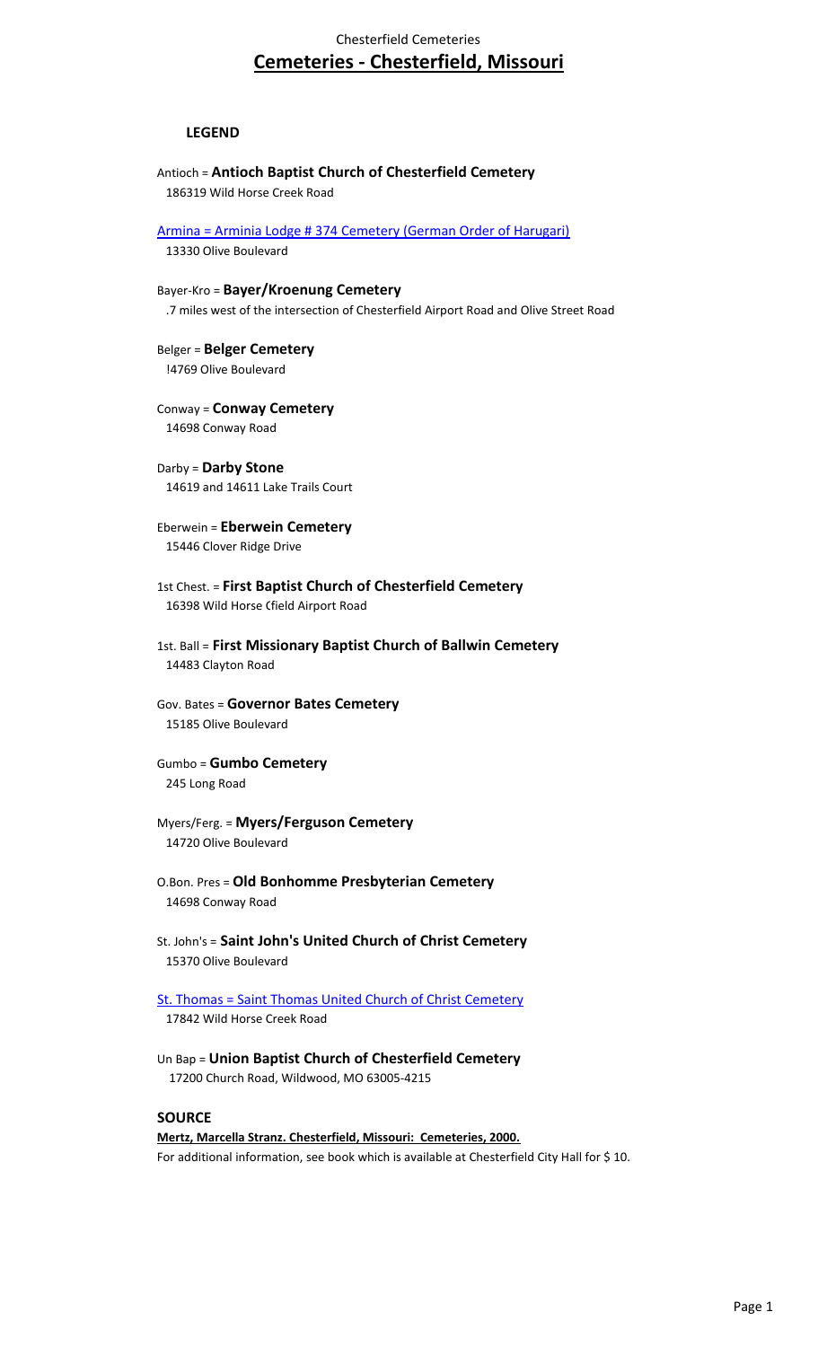Chesterfield Cemeteries

# Cemeteries - Chesterfield, Missouri

### LEGEND

Antioch = **Antioch Baptist Church of Chesterfield Cemetery**
186319 Wild Horse Creek Road

Armina = Arminia Lodge # 374 Cemetery (German Order of Harugari)
13330 Olive Boulevard

Bayer-Kro = **Bayer/Kroenung Cemetery**
.7 miles west of the intersection of Chesterfield Airport Road and Olive Street Road

Belger = **Belger Cemetery**
!4769 Olive Boulevard

Conway = **Conway Cemetery**
14698 Conway Road

Darby = **Darby Stone**
14619 and 14611 Lake Trails Court

Eberwein = **Eberwein Cemetery**
15446 Clover Ridge Drive

1st Chest. = **First Baptist Church of Chesterfield Cemetery**
16398 Wild Horse Cfield Airport Road

1st. Ball = **First Missionary Baptist Church of Ballwin Cemetery**
14483 Clayton Road

Gov. Bates = **Governor Bates Cemetery**
15185 Olive Boulevard

Gumbo = **Gumbo Cemetery**
245 Long Road

Myers/Ferg. = **Myers/Ferguson Cemetery**
14720 Olive Boulevard

O.Bon. Pres = **Old Bonhomme Presbyterian Cemetery**
14698 Conway Road

St. John's = **Saint John's United Church of Christ Cemetery**
15370 Olive Boulevard

St. Thomas = Saint Thomas United Church of Christ Cemetery
17842 Wild Horse Creek Road

Un Bap = **Union Baptist Church of Chesterfield Cemetery**
17200 Church Road, Wildwood, MO 63005-4215

### SOURCE

**Mertz, Marcella Stranz. Chesterfield, Missouri: Cemeteries, 2000.**
For additional information, see book which is available at Chesterfield City Hall for $ 10.